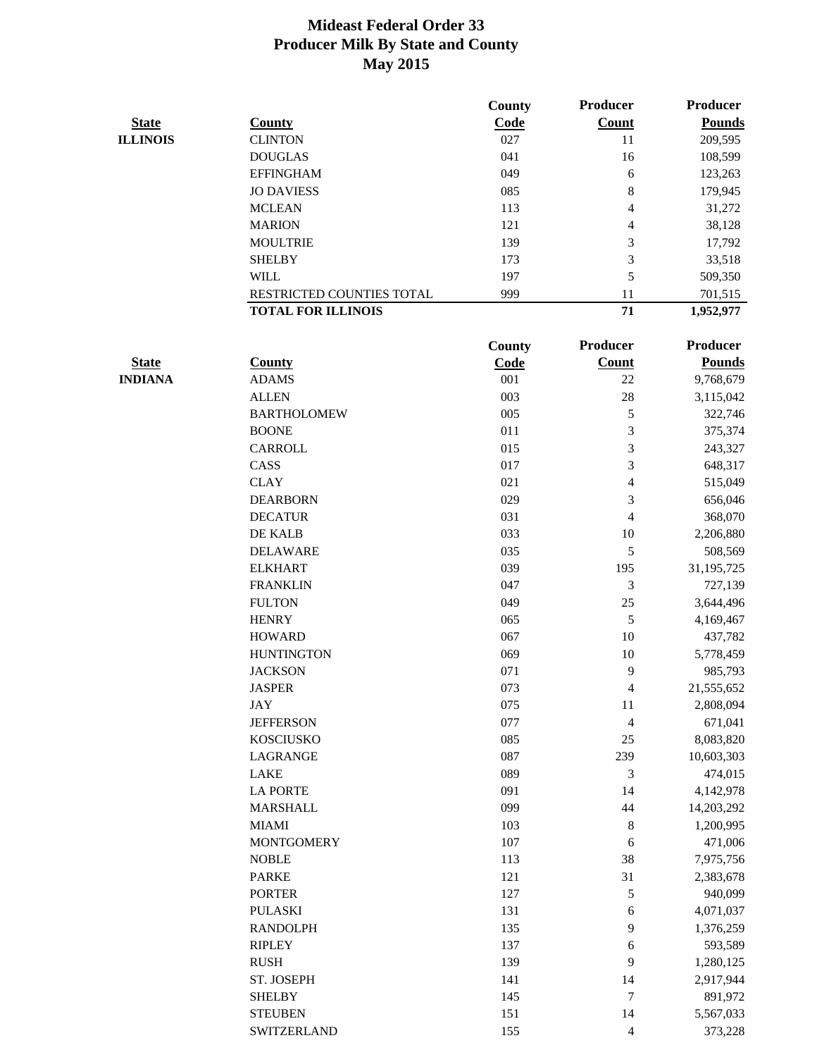# Mideast Federal Order 33
## Producer Milk By State and County
## May 2015

| State | County | County Code | Producer Count | Producer Pounds |
|---|---|---|---|---|
| ILLINOIS | CLINTON | 027 | 11 | 209,595 |
| | DOUGLAS | 041 | 16 | 108,599 |
| | EFFINGHAM | 049 | 6 | 123,263 |
| | JO DAVIESS | 085 | 8 | 179,945 |
| | MCLEAN | 113 | 4 | 31,272 |
| | MARION | 121 | 4 | 38,128 |
| | MOULTRIE | 139 | 3 | 17,792 |
| | SHELBY | 173 | 3 | 33,518 |
| | WILL | 197 | 5 | 509,350 |
| | RESTRICTED COUNTIES TOTAL | 999 | 11 | 701,515 |
| | **TOTAL FOR ILLINOIS** | | **71** | **1,952,977** |

| State | County | County Code | Producer Count | Producer Pounds |
|---|---|---|---|---|
| INDIANA | ADAMS | 001 | 22 | 9,768,679 |
| | ALLEN | 003 | 28 | 3,115,042 |
| | BARTHOLOMEW | 005 | 5 | 322,746 |
| | BOONE | 011 | 3 | 375,374 |
| | CARROLL | 015 | 3 | 243,327 |
| | CASS | 017 | 3 | 648,317 |
| | CLAY | 021 | 4 | 515,049 |
| | DEARBORN | 029 | 3 | 656,046 |
| | DECATUR | 031 | 4 | 368,070 |
| | DE KALB | 033 | 10 | 2,206,880 |
| | DELAWARE | 035 | 5 | 508,569 |
| | ELKHART | 039 | 195 | 31,195,725 |
| | FRANKLIN | 047 | 3 | 727,139 |
| | FULTON | 049 | 25 | 3,644,496 |
| | HENRY | 065 | 5 | 4,169,467 |
| | HOWARD | 067 | 10 | 437,782 |
| | HUNTINGTON | 069 | 10 | 5,778,459 |
| | JACKSON | 071 | 9 | 985,793 |
| | JASPER | 073 | 4 | 21,555,652 |
| | JAY | 075 | 11 | 2,808,094 |
| | JEFFERSON | 077 | 4 | 671,041 |
| | KOSCIUSKO | 085 | 25 | 8,083,820 |
| | LAGRANGE | 087 | 239 | 10,603,303 |
| | LAKE | 089 | 3 | 474,015 |
| | LA PORTE | 091 | 14 | 4,142,978 |
| | MARSHALL | 099 | 44 | 14,203,292 |
| | MIAMI | 103 | 8 | 1,200,995 |
| | MONTGOMERY | 107 | 6 | 471,006 |
| | NOBLE | 113 | 38 | 7,975,756 |
| | PARKE | 121 | 31 | 2,383,678 |
| | PORTER | 127 | 5 | 940,099 |
| | PULASKI | 131 | 6 | 4,071,037 |
| | RANDOLPH | 135 | 9 | 1,376,259 |
| | RIPLEY | 137 | 6 | 593,589 |
| | RUSH | 139 | 9 | 1,280,125 |
| | ST. JOSEPH | 141 | 14 | 2,917,944 |
| | SHELBY | 145 | 7 | 891,972 |
| | STEUBEN | 151 | 14 | 5,567,033 |
| | SWITZERLAND | 155 | 4 | 373,228 |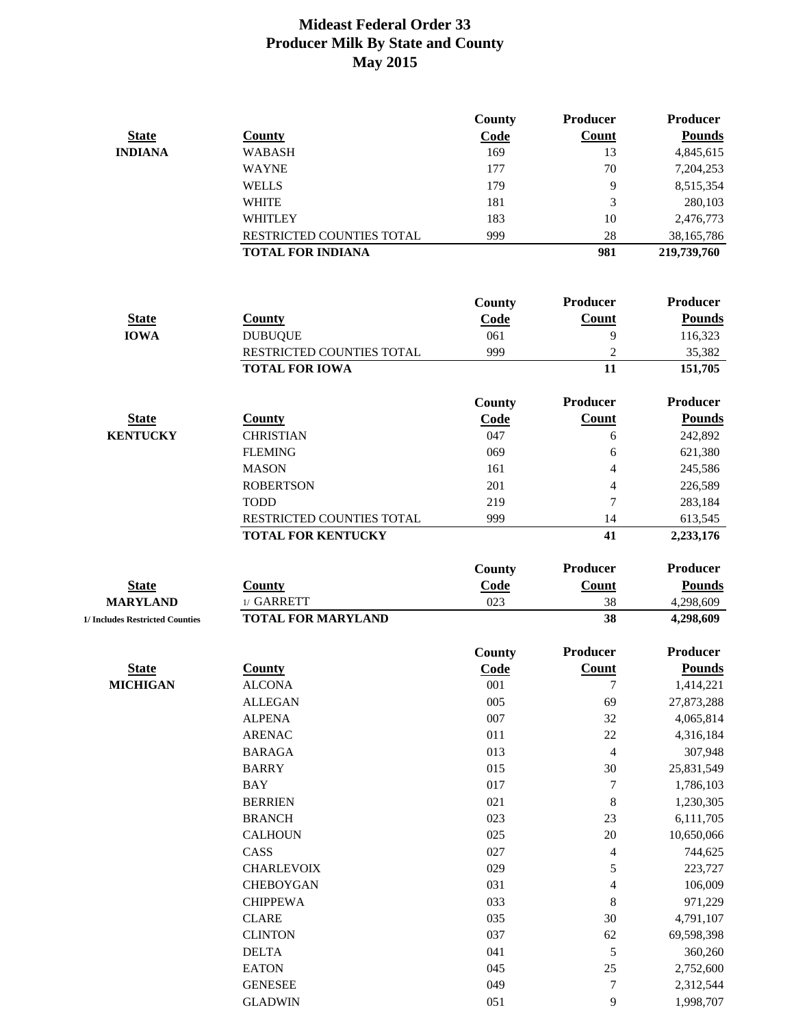# Mideast Federal Order 33
# Producer Milk By State and County
# May 2015

| State | County | County Code | Producer Count | Producer Pounds |
|---|---|---|---|---|
| INDIANA | WABASH | 169 | 13 | 4,845,615 |
| | WAYNE | 177 | 70 | 7,204,253 |
| | WELLS | 179 | 9 | 8,515,354 |
| | WHITE | 181 | 3 | 280,103 |
| | WHITLEY | 183 | 10 | 2,476,773 |
| | RESTRICTED COUNTIES TOTAL | 999 | 28 | 38,165,786 |
| | **TOTAL FOR INDIANA** | | **981** | **219,739,760** |

| State | County | County Code | Producer Count | Producer Pounds |
|---|---|---|---|---|
| IOWA | DUBUQUE | 061 | 9 | 116,323 |
| | RESTRICTED COUNTIES TOTAL | 999 | 2 | 35,382 |
| | **TOTAL FOR IOWA** | | **11** | **151,705** |

| State | County | County Code | Producer Count | Producer Pounds |
|---|---|---|---|---|
| KENTUCKY | CHRISTIAN | 047 | 6 | 242,892 |
| | FLEMING | 069 | 6 | 621,380 |
| | MASON | 161 | 4 | 245,586 |
| | ROBERTSON | 201 | 4 | 226,589 |
| | TODD | 219 | 7 | 283,184 |
| | RESTRICTED COUNTIES TOTAL | 999 | 14 | 613,545 |
| | **TOTAL FOR KENTUCKY** | | **41** | **2,233,176** |

| State | County | County Code | Producer Count | Producer Pounds |
|---|---|---|---|---|
| MARYLAND | 1/ GARRETT | 023 | 38 | 4,298,609 |
| 1/ Includes Restricted Counties | **TOTAL FOR MARYLAND** | | **38** | **4,298,609** |

| State | County | County Code | Producer Count | Producer Pounds |
|---|---|---|---|---|
| MICHIGAN | ALCONA | 001 | 7 | 1,414,221 |
| | ALLEGAN | 005 | 69 | 27,873,288 |
| | ALPENA | 007 | 32 | 4,065,814 |
| | ARENAC | 011 | 22 | 4,316,184 |
| | BARAGA | 013 | 4 | 307,948 |
| | BARRY | 015 | 30 | 25,831,549 |
| | BAY | 017 | 7 | 1,786,103 |
| | BERRIEN | 021 | 8 | 1,230,305 |
| | BRANCH | 023 | 23 | 6,111,705 |
| | CALHOUN | 025 | 20 | 10,650,066 |
| | CASS | 027 | 4 | 744,625 |
| | CHARLEVOIX | 029 | 5 | 223,727 |
| | CHEBOYGAN | 031 | 4 | 106,009 |
| | CHIPPEWA | 033 | 8 | 971,229 |
| | CLARE | 035 | 30 | 4,791,107 |
| | CLINTON | 037 | 62 | 69,598,398 |
| | DELTA | 041 | 5 | 360,260 |
| | EATON | 045 | 25 | 2,752,600 |
| | GENESEE | 049 | 7 | 2,312,544 |
| | GLADWIN | 051 | 9 | 1,998,707 |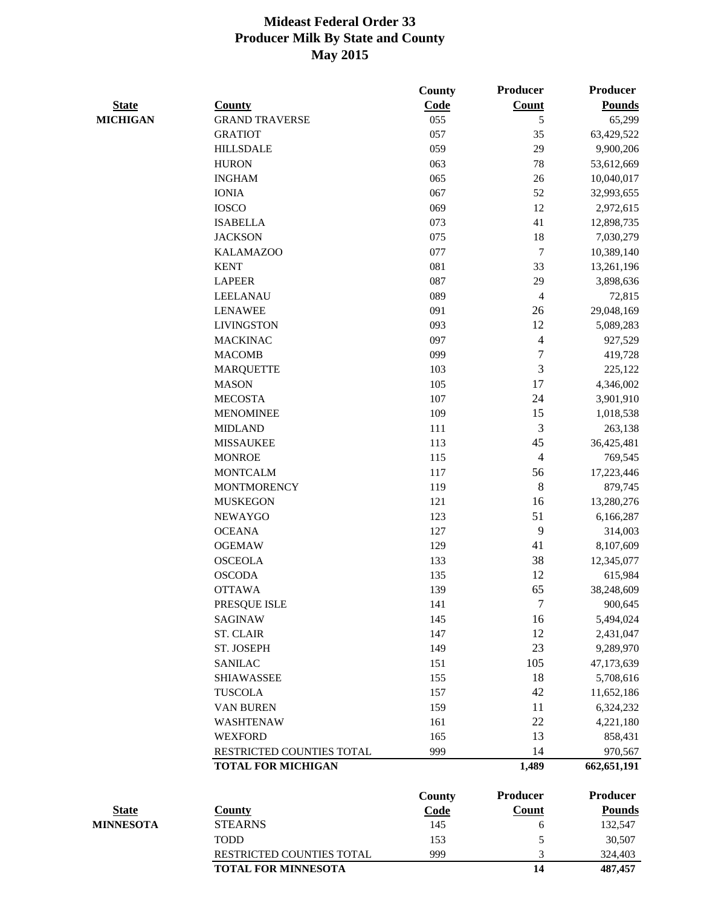# Mideast Federal Order 33
## Producer Milk By State and County
## May 2015

| State | County | County Code | Producer Count | Producer Pounds |
|---|---|---|---|---|
| **MICHIGAN** | GRAND TRAVERSE | 055 | 5 | 65,299 |
| | GRATIOT | 057 | 35 | 63,429,522 |
| | HILLSDALE | 059 | 29 | 9,900,206 |
| | HURON | 063 | 78 | 53,612,669 |
| | INGHAM | 065 | 26 | 10,040,017 |
| | IONIA | 067 | 52 | 32,993,655 |
| | IOSCO | 069 | 12 | 2,972,615 |
| | ISABELLA | 073 | 41 | 12,898,735 |
| | JACKSON | 075 | 18 | 7,030,279 |
| | KALAMAZOO | 077 | 7 | 10,389,140 |
| | KENT | 081 | 33 | 13,261,196 |
| | LAPEER | 087 | 29 | 3,898,636 |
| | LEELANAU | 089 | 4 | 72,815 |
| | LENAWEE | 091 | 26 | 29,048,169 |
| | LIVINGSTON | 093 | 12 | 5,089,283 |
| | MACKINAC | 097 | 4 | 927,529 |
| | MACOMB | 099 | 7 | 419,728 |
| | MARQUETTE | 103 | 3 | 225,122 |
| | MASON | 105 | 17 | 4,346,002 |
| | MECOSTA | 107 | 24 | 3,901,910 |
| | MENOMINEE | 109 | 15 | 1,018,538 |
| | MIDLAND | 111 | 3 | 263,138 |
| | MISSAUKEE | 113 | 45 | 36,425,481 |
| | MONROE | 115 | 4 | 769,545 |
| | MONTCALM | 117 | 56 | 17,223,446 |
| | MONTMORENCY | 119 | 8 | 879,745 |
| | MUSKEGON | 121 | 16 | 13,280,276 |
| | NEWAYGO | 123 | 51 | 6,166,287 |
| | OCEANA | 127 | 9 | 314,003 |
| | OGEMAW | 129 | 41 | 8,107,609 |
| | OSCEOLA | 133 | 38 | 12,345,077 |
| | OSCODA | 135 | 12 | 615,984 |
| | OTTAWA | 139 | 65 | 38,248,609 |
| | PRESQUE ISLE | 141 | 7 | 900,645 |
| | SAGINAW | 145 | 16 | 5,494,024 |
| | ST. CLAIR | 147 | 12 | 2,431,047 |
| | ST. JOSEPH | 149 | 23 | 9,289,970 |
| | SANILAC | 151 | 105 | 47,173,639 |
| | SHIAWASSEE | 155 | 18 | 5,708,616 |
| | TUSCOLA | 157 | 42 | 11,652,186 |
| | VAN BUREN | 159 | 11 | 6,324,232 |
| | WASHTENAW | 161 | 22 | 4,221,180 |
| | WEXFORD | 165 | 13 | 858,431 |
| | RESTRICTED COUNTIES TOTAL | 999 | 14 | 970,567 |
| | **TOTAL FOR MICHIGAN** | | **1,489** | **662,651,191** |

| State | County | County Code | Producer Count | Producer Pounds |
|---|---|---|---|---|
| **MINNESOTA** | STEARNS | 145 | 6 | 132,547 |
| | TODD | 153 | 5 | 30,507 |
| | RESTRICTED COUNTIES TOTAL | 999 | 3 | 324,403 |
| | **TOTAL FOR MINNESOTA** | | **14** | **487,457** |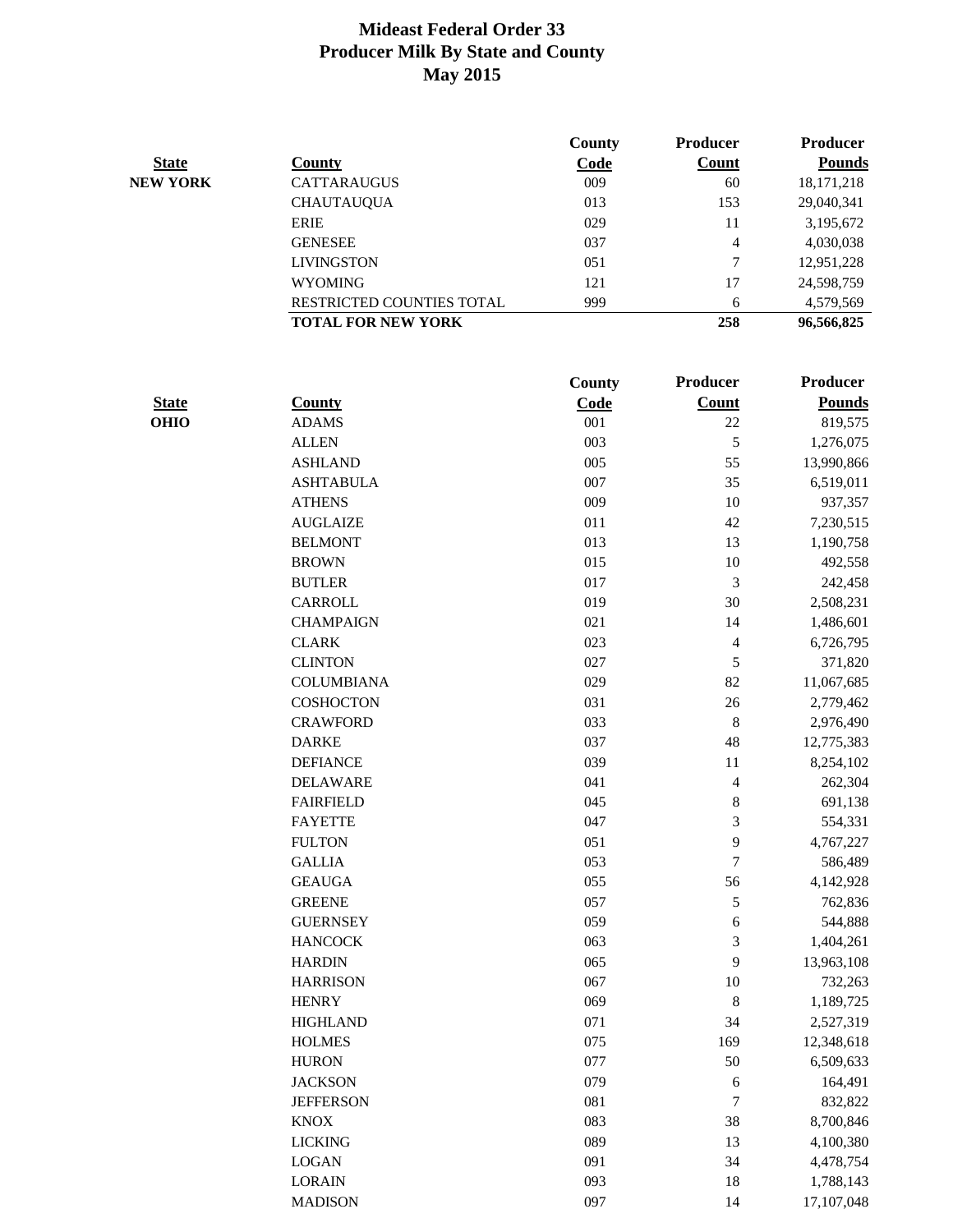# Mideast Federal Order 33
## Producer Milk By State and County
## May 2015

| State | County | County Code | Producer Count | Producer Pounds |
|---|---|---|---|---|
| NEW YORK | CATTARAUGUS | 009 | 60 | 18,171,218 |
| | CHAUTAUQUA | 013 | 153 | 29,040,341 |
| | ERIE | 029 | 11 | 3,195,672 |
| | GENESEE | 037 | 4 | 4,030,038 |
| | LIVINGSTON | 051 | 7 | 12,951,228 |
| | WYOMING | 121 | 17 | 24,598,759 |
| | RESTRICTED COUNTIES TOTAL | 999 | 6 | 4,579,569 |
| | **TOTAL FOR NEW YORK** | | **258** | **96,566,825** |

| State | County | County Code | Producer Count | Producer Pounds |
|---|---|---|---|---|
| OHIO | ADAMS | 001 | 22 | 819,575 |
| | ALLEN | 003 | 5 | 1,276,075 |
| | ASHLAND | 005 | 55 | 13,990,866 |
| | ASHTABULA | 007 | 35 | 6,519,011 |
| | ATHENS | 009 | 10 | 937,357 |
| | AUGLAIZE | 011 | 42 | 7,230,515 |
| | BELMONT | 013 | 13 | 1,190,758 |
| | BROWN | 015 | 10 | 492,558 |
| | BUTLER | 017 | 3 | 242,458 |
| | CARROLL | 019 | 30 | 2,508,231 |
| | CHAMPAIGN | 021 | 14 | 1,486,601 |
| | CLARK | 023 | 4 | 6,726,795 |
| | CLINTON | 027 | 5 | 371,820 |
| | COLUMBIANA | 029 | 82 | 11,067,685 |
| | COSHOCTON | 031 | 26 | 2,779,462 |
| | CRAWFORD | 033 | 8 | 2,976,490 |
| | DARKE | 037 | 48 | 12,775,383 |
| | DEFIANCE | 039 | 11 | 8,254,102 |
| | DELAWARE | 041 | 4 | 262,304 |
| | FAIRFIELD | 045 | 8 | 691,138 |
| | FAYETTE | 047 | 3 | 554,331 |
| | FULTON | 051 | 9 | 4,767,227 |
| | GALLIA | 053 | 7 | 586,489 |
| | GEAUGA | 055 | 56 | 4,142,928 |
| | GREENE | 057 | 5 | 762,836 |
| | GUERNSEY | 059 | 6 | 544,888 |
| | HANCOCK | 063 | 3 | 1,404,261 |
| | HARDIN | 065 | 9 | 13,963,108 |
| | HARRISON | 067 | 10 | 732,263 |
| | HENRY | 069 | 8 | 1,189,725 |
| | HIGHLAND | 071 | 34 | 2,527,319 |
| | HOLMES | 075 | 169 | 12,348,618 |
| | HURON | 077 | 50 | 6,509,633 |
| | JACKSON | 079 | 6 | 164,491 |
| | JEFFERSON | 081 | 7 | 832,822 |
| | KNOX | 083 | 38 | 8,700,846 |
| | LICKING | 089 | 13 | 4,100,380 |
| | LOGAN | 091 | 34 | 4,478,754 |
| | LORAIN | 093 | 18 | 1,788,143 |
| | MADISON | 097 | 14 | 17,107,048 |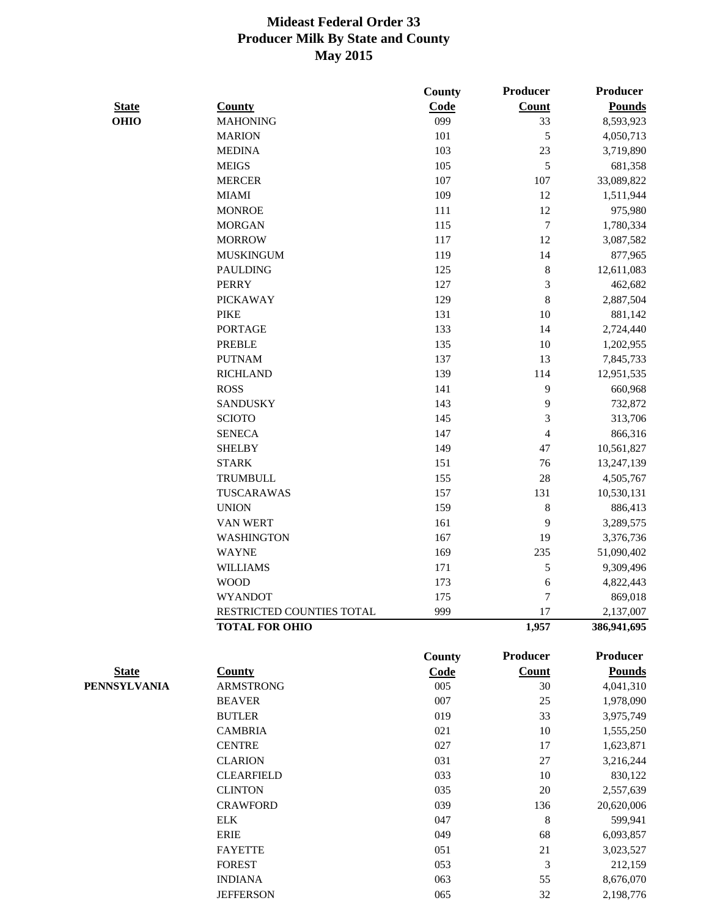# Mideast Federal Order 33
## Producer Milk By State and County
## May 2015

| State | County | County Code | Producer Count | Producer Pounds |
|---|---|---|---|---|
| OHIO | MAHONING | 099 | 33 | 8,593,923 |
| | MARION | 101 | 5 | 4,050,713 |
| | MEDINA | 103 | 23 | 3,719,890 |
| | MEIGS | 105 | 5 | 681,358 |
| | MERCER | 107 | 107 | 33,089,822 |
| | MIAMI | 109 | 12 | 1,511,944 |
| | MONROE | 111 | 12 | 975,980 |
| | MORGAN | 115 | 7 | 1,780,334 |
| | MORROW | 117 | 12 | 3,087,582 |
| | MUSKINGUM | 119 | 14 | 877,965 |
| | PAULDING | 125 | 8 | 12,611,083 |
| | PERRY | 127 | 3 | 462,682 |
| | PICKAWAY | 129 | 8 | 2,887,504 |
| | PIKE | 131 | 10 | 881,142 |
| | PORTAGE | 133 | 14 | 2,724,440 |
| | PREBLE | 135 | 10 | 1,202,955 |
| | PUTNAM | 137 | 13 | 7,845,733 |
| | RICHLAND | 139 | 114 | 12,951,535 |
| | ROSS | 141 | 9 | 660,968 |
| | SANDUSKY | 143 | 9 | 732,872 |
| | SCIOTO | 145 | 3 | 313,706 |
| | SENECA | 147 | 4 | 866,316 |
| | SHELBY | 149 | 47 | 10,561,827 |
| | STARK | 151 | 76 | 13,247,139 |
| | TRUMBULL | 155 | 28 | 4,505,767 |
| | TUSCARAWAS | 157 | 131 | 10,530,131 |
| | UNION | 159 | 8 | 886,413 |
| | VAN WERT | 161 | 9 | 3,289,575 |
| | WASHINGTON | 167 | 19 | 3,376,736 |
| | WAYNE | 169 | 235 | 51,090,402 |
| | WILLIAMS | 171 | 5 | 9,309,496 |
| | WOOD | 173 | 6 | 4,822,443 |
| | WYANDOT | 175 | 7 | 869,018 |
| | RESTRICTED COUNTIES TOTAL | 999 | 17 | 2,137,007 |
| | **TOTAL FOR OHIO** | | **1,957** | **386,941,695** |

| State | County | County Code | Producer Count | Producer Pounds |
|---|---|---|---|---|
| PENNSYLVANIA | ARMSTRONG | 005 | 30 | 4,041,310 |
| | BEAVER | 007 | 25 | 1,978,090 |
| | BUTLER | 019 | 33 | 3,975,749 |
| | CAMBRIA | 021 | 10 | 1,555,250 |
| | CENTRE | 027 | 17 | 1,623,871 |
| | CLARION | 031 | 27 | 3,216,244 |
| | CLEARFIELD | 033 | 10 | 830,122 |
| | CLINTON | 035 | 20 | 2,557,639 |
| | CRAWFORD | 039 | 136 | 20,620,006 |
| | ELK | 047 | 8 | 599,941 |
| | ERIE | 049 | 68 | 6,093,857 |
| | FAYETTE | 051 | 21 | 3,023,527 |
| | FOREST | 053 | 3 | 212,159 |
| | INDIANA | 063 | 55 | 8,676,070 |
| | JEFFERSON | 065 | 32 | 2,198,776 |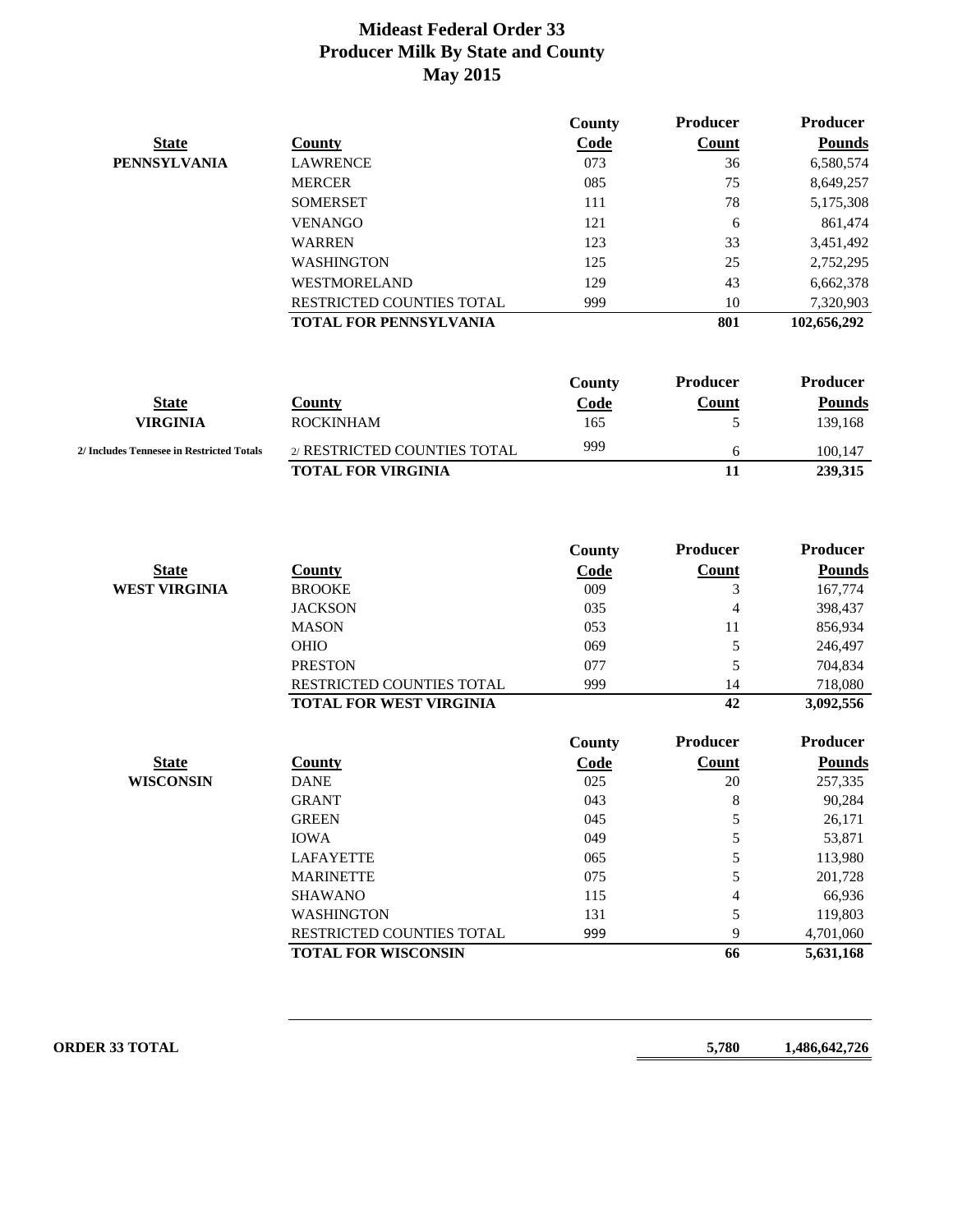# Mideast Federal Order 33
# Producer Milk By State and County
# May 2015

| State | County | County Code | Producer Count | Producer Pounds |
|---|---|---|---|---|
| PENNSYLVANIA | LAWRENCE | 073 | 36 | 6,580,574 |
| | MERCER | 085 | 75 | 8,649,257 |
| | SOMERSET | 111 | 78 | 5,175,308 |
| | VENANGO | 121 | 6 | 861,474 |
| | WARREN | 123 | 33 | 3,451,492 |
| | WASHINGTON | 125 | 25 | 2,752,295 |
| | WESTMORELAND | 129 | 43 | 6,662,378 |
| | RESTRICTED COUNTIES TOTAL | 999 | 10 | 7,320,903 |
| | **TOTAL FOR PENNSYLVANIA** | | **801** | **102,656,292** |

| State | County | County Code | Producer Count | Producer Pounds |
|---|---|---|---|---|
| VIRGINIA | ROCKINHAM | 165 | 5 | 139,168 |
| 2/ Includes Tennesee in Restricted Totals | 2/ RESTRICTED COUNTIES TOTAL | 999 | 6 | 100,147 |
| | **TOTAL FOR VIRGINIA** | | **11** | **239,315** |

| State | County | County Code | Producer Count | Producer Pounds |
|---|---|---|---|---|
| WEST VIRGINIA | BROOKE | 009 | 3 | 167,774 |
| | JACKSON | 035 | 4 | 398,437 |
| | MASON | 053 | 11 | 856,934 |
| | OHIO | 069 | 5 | 246,497 |
| | PRESTON | 077 | 5 | 704,834 |
| | RESTRICTED COUNTIES TOTAL | 999 | 14 | 718,080 |
| | **TOTAL FOR WEST VIRGINIA** | | **42** | **3,092,556** |

| State | County | County Code | Producer Count | Producer Pounds |
|---|---|---|---|---|
| WISCONSIN | DANE | 025 | 20 | 257,335 |
| | GRANT | 043 | 8 | 90,284 |
| | GREEN | 045 | 5 | 26,171 |
| | IOWA | 049 | 5 | 53,871 |
| | LAFAYETTE | 065 | 5 | 113,980 |
| | MARINETTE | 075 | 5 | 201,728 |
| | SHAWANO | 115 | 4 | 66,936 |
| | WASHINGTON | 131 | 5 | 119,803 |
| | RESTRICTED COUNTIES TOTAL | 999 | 9 | 4,701,060 |
| | **TOTAL FOR WISCONSIN** | | **66** | **5,631,168** |

| | | | | |
|---|---|---|---|---|
| **ORDER 33 TOTAL** | | | **5,780** | **1,486,642,726** |